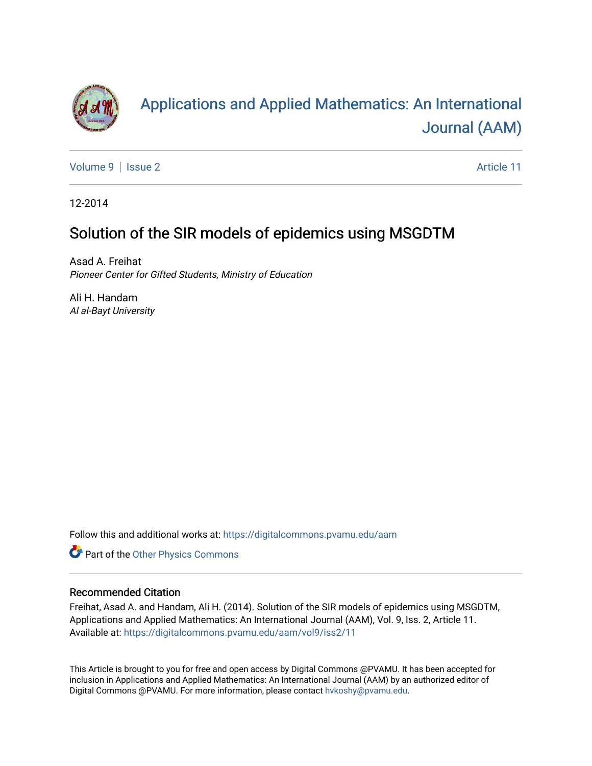# Applications and Applied Mathematics: An International Journal (AAM)

Volume 9 | Issue 2 Article 11

12-2014

## Solution of the SIR models of epidemics using MSGDTM

Asad A. Freihat
*Pioneer Center for Gifted Students, Ministry of Education*

Ali H. Handam
*Al al-Bayt University*

Follow this and additional works at: https://digitalcommons.pvamu.edu/aam

Part of the Other Physics Commons

### Recommended Citation

Freihat, Asad A. and Handam, Ali H. (2014). Solution of the SIR models of epidemics using MSGDTM, Applications and Applied Mathematics: An International Journal (AAM), Vol. 9, Iss. 2, Article 11.
Available at: https://digitalcommons.pvamu.edu/aam/vol9/iss2/11

This Article is brought to you for free and open access by Digital Commons @PVAMU. It has been accepted for inclusion in Applications and Applied Mathematics: An International Journal (AAM) by an authorized editor of Digital Commons @PVAMU. For more information, please contact hvkoshy@pvamu.edu.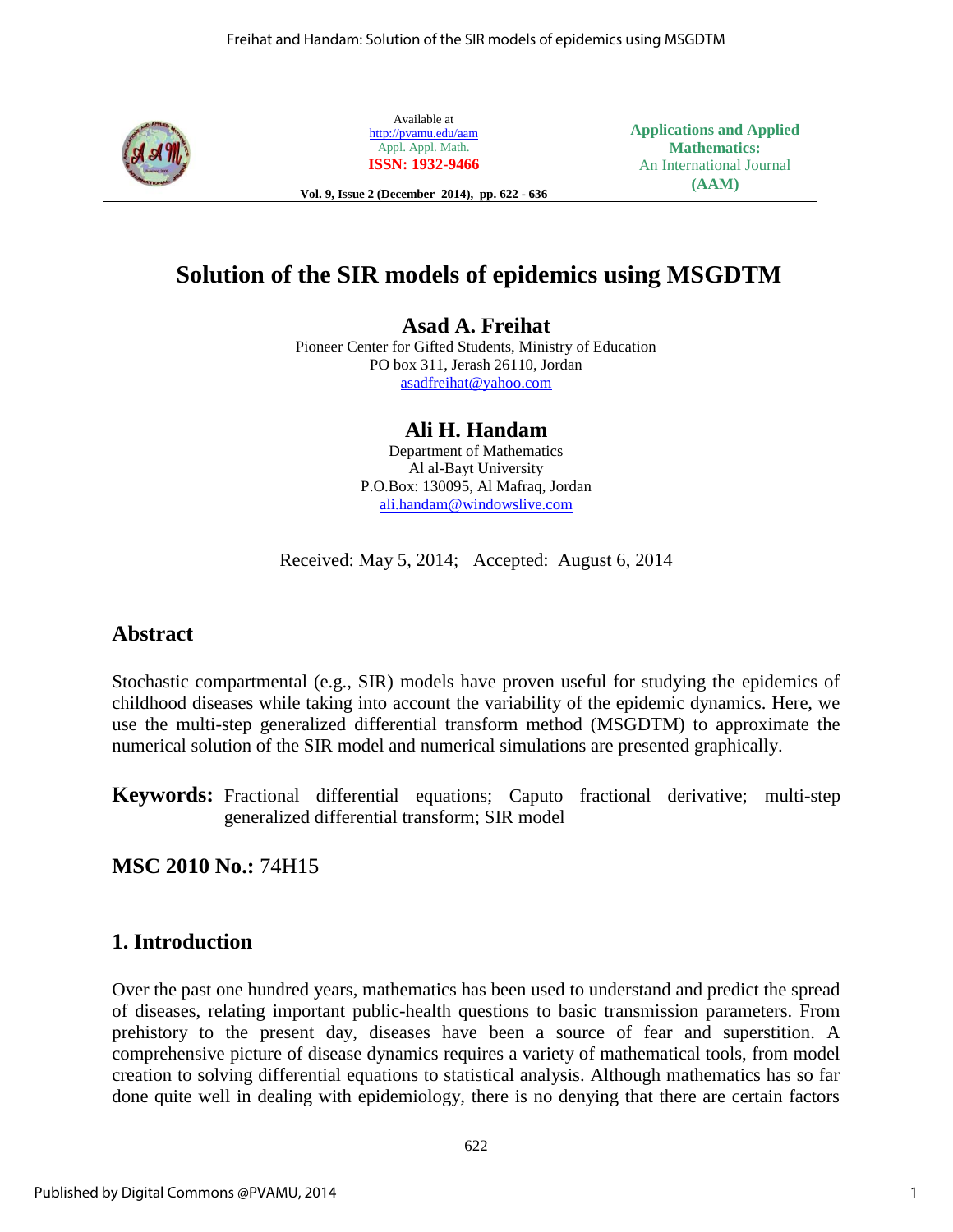# Solution of the SIR models of epidemics using MSGDTM

## Asad A. Freihat

Pioneer Center for Gifted Students, Ministry of Education
PO box 311, Jerash 26110, Jordan
asadfreihat@yahoo.com

## Ali H. Handam

Department of Mathematics
Al al-Bayt University
P.O.Box: 130095, Al Mafraq, Jordan
ali.handam@windowslive.com

Received: May 5, 2014; Accepted: August 6, 2014

## Abstract

Stochastic compartmental (e.g., SIR) models have proven useful for studying the epidemics of childhood diseases while taking into account the variability of the epidemic dynamics. Here, we use the multi-step generalized differential transform method (MSGDTM) to approximate the numerical solution of the SIR model and numerical simulations are presented graphically.

**Keywords:** Fractional differential equations; Caputo fractional derivative; multi-step generalized differential transform; SIR model

**MSC 2010 No.:** 74H15

## 1. Introduction

Over the past one hundred years, mathematics has been used to understand and predict the spread of diseases, relating important public-health questions to basic transmission parameters. From prehistory to the present day, diseases have been a source of fear and superstition. A comprehensive picture of disease dynamics requires a variety of mathematical tools, from model creation to solving differential equations to statistical analysis. Although mathematics has so far done quite well in dealing with epidemiology, there is no denying that there are certain factors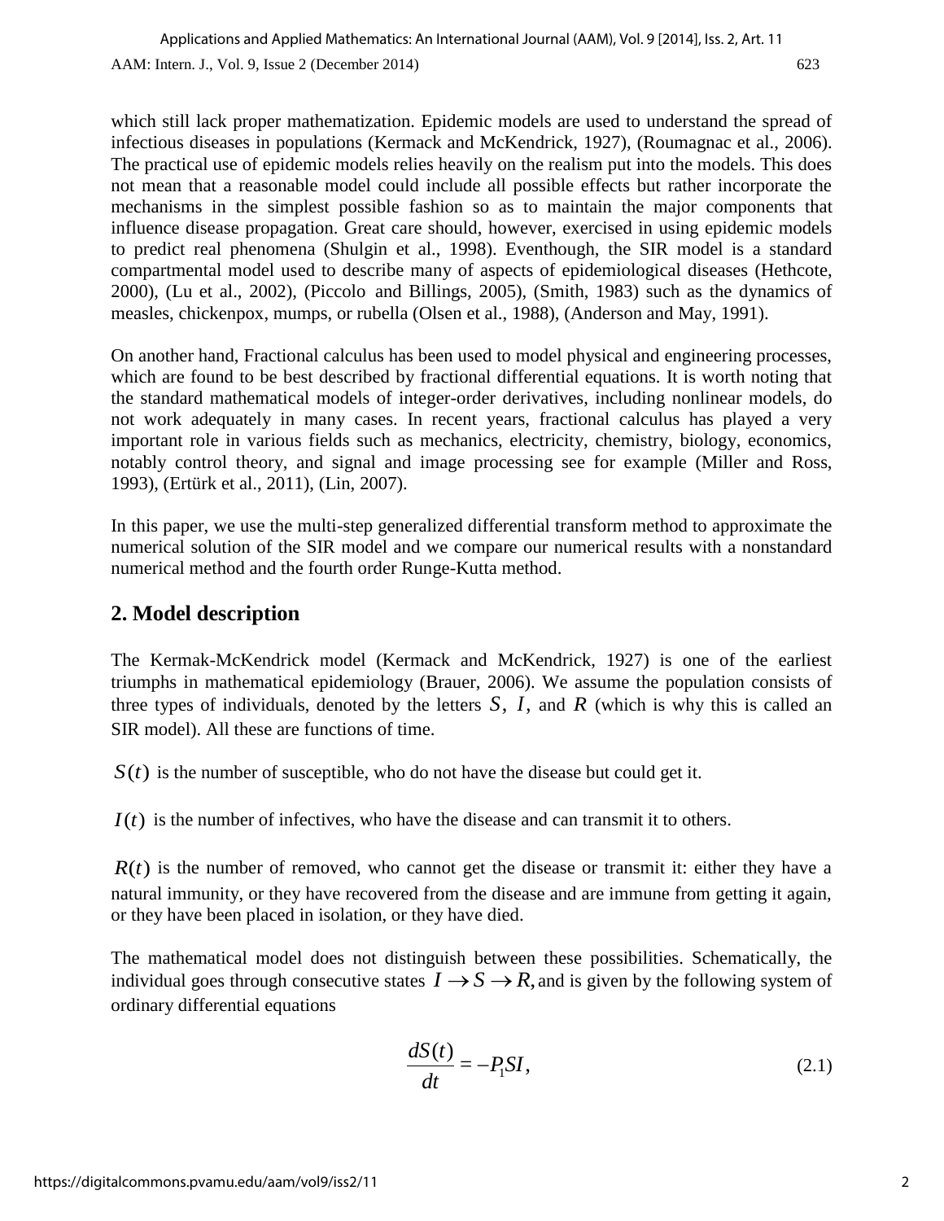which still lack proper mathematization. Epidemic models are used to understand the spread of infectious diseases in populations (Kermack and McKendrick, 1927), (Roumagnac et al., 2006). The practical use of epidemic models relies heavily on the realism put into the models. This does not mean that a reasonable model could include all possible effects but rather incorporate the mechanisms in the simplest possible fashion so as to maintain the major components that influence disease propagation. Great care should, however, exercised in using epidemic models to predict real phenomena (Shulgin et al., 1998). Eventhough, the SIR model is a standard compartmental model used to describe many of aspects of epidemiological diseases (Hethcote, 2000), (Lu et al., 2002), (Piccolo and Billings, 2005), (Smith, 1983) such as the dynamics of measles, chickenpox, mumps, or rubella (Olsen et al., 1988), (Anderson and May, 1991).

On another hand, Fractional calculus has been used to model physical and engineering processes, which are found to be best described by fractional differential equations. It is worth noting that the standard mathematical models of integer-order derivatives, including nonlinear models, do not work adequately in many cases. In recent years, fractional calculus has played a very important role in various fields such as mechanics, electricity, chemistry, biology, economics, notably control theory, and signal and image processing see for example (Miller and Ross, 1993), (Ertürk et al., 2011), (Lin, 2007).

In this paper, we use the multi-step generalized differential transform method to approximate the numerical solution of the SIR model and we compare our numerical results with a nonstandard numerical method and the fourth order Runge-Kutta method.

## 2. Model description

The Kermak-McKendrick model (Kermack and McKendrick, 1927) is one of the earliest triumphs in mathematical epidemiology (Brauer, 2006). We assume the population consists of three types of individuals, denoted by the letters $S$, $I$, and $R$ (which is why this is called an SIR model). All these are functions of time.

$S(t)$ is the number of susceptible, who do not have the disease but could get it.

$I(t)$ is the number of infectives, who have the disease and can transmit it to others.

$R(t)$ is the number of removed, who cannot get the disease or transmit it: either they have a natural immunity, or they have recovered from the disease and are immune from getting it again, or they have been placed in isolation, or they have died.

The mathematical model does not distinguish between these possibilities. Schematically, the individual goes through consecutive states $I \rightarrow S \rightarrow R,$ and is given by the following system of ordinary differential equations

$$\frac{dS(t)}{dt} = -P_1 SI, \tag{2.1}$$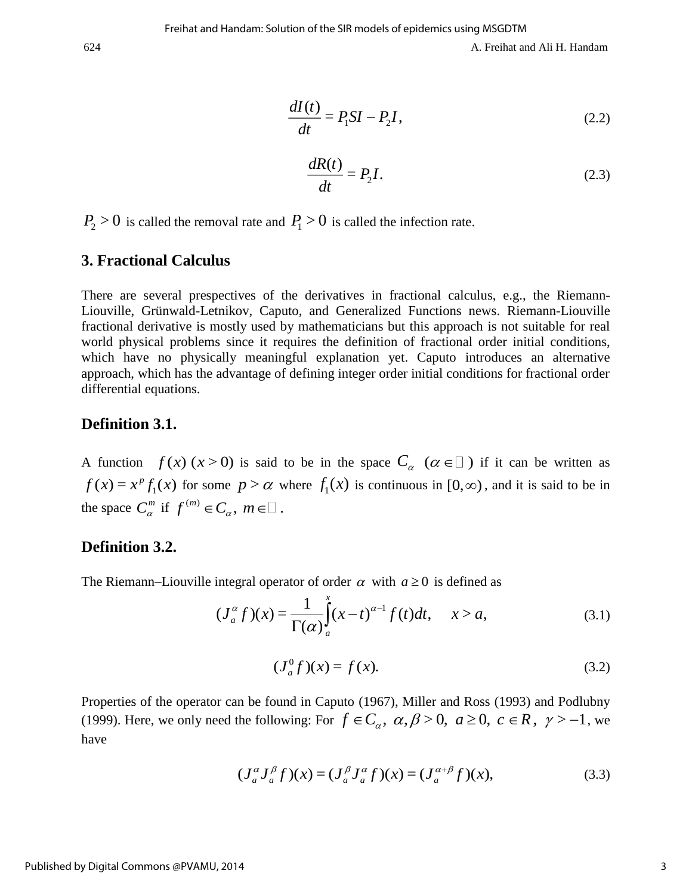$$\frac{dI(t)}{dt} = P_1 SI - P_2 I, \tag{2.2}$$

$$\frac{dR(t)}{dt} = P_2 I. \tag{2.3}$$

$P_2 > 0$ is called the removal rate and $P_1 > 0$ is called the infection rate.

## 3. Fractional Calculus

There are several prespectives of the derivatives in fractional calculus, e.g., the Riemann-Liouville, Grünwald-Letnikov, Caputo, and Generalized Functions news. Riemann-Liouville fractional derivative is mostly used by mathematicians but this approach is not suitable for real world physical problems since it requires the definition of fractional order initial conditions, which have no physically meaningful explanation yet. Caputo introduces an alternative approach, which has the advantage of defining integer order initial conditions for fractional order differential equations.

### Definition 3.1.

A function $f(x)$ $(x > 0)$ is said to be in the space $C_\alpha$ $(\alpha \in \mathbb{R})$ if it can be written as $f(x) = x^p f_1(x)$ for some $p > \alpha$ where $f_1(x)$ is continuous in $[0, \infty)$, and it is said to be in the space $C_\alpha^m$ if $f^{(m)} \in C_\alpha$, $m \in \mathbb{N}$.

### Definition 3.2.

The Riemann–Liouville integral operator of order $\alpha$ with $a \geq 0$ is defined as

$$(J_a^\alpha f)(x) = \frac{1}{\Gamma(\alpha)} \int_a^x (x-t)^{\alpha-1} f(t)dt, \quad x > a, \tag{3.1}$$

$$(J_a^0 f)(x) = f(x). \tag{3.2}$$

Properties of the operator can be found in Caputo (1967), Miller and Ross (1993) and Podlubny (1999). Here, we only need the following: For $f \in C_\alpha$, $\alpha, \beta > 0$, $a \geq 0$, $c \in R$, $\gamma > -1$, we have

$$(J_a^\alpha J_a^\beta f)(x) = (J_a^\beta J_a^\alpha f)(x) = (J_a^{\alpha+\beta} f)(x), \tag{3.3}$$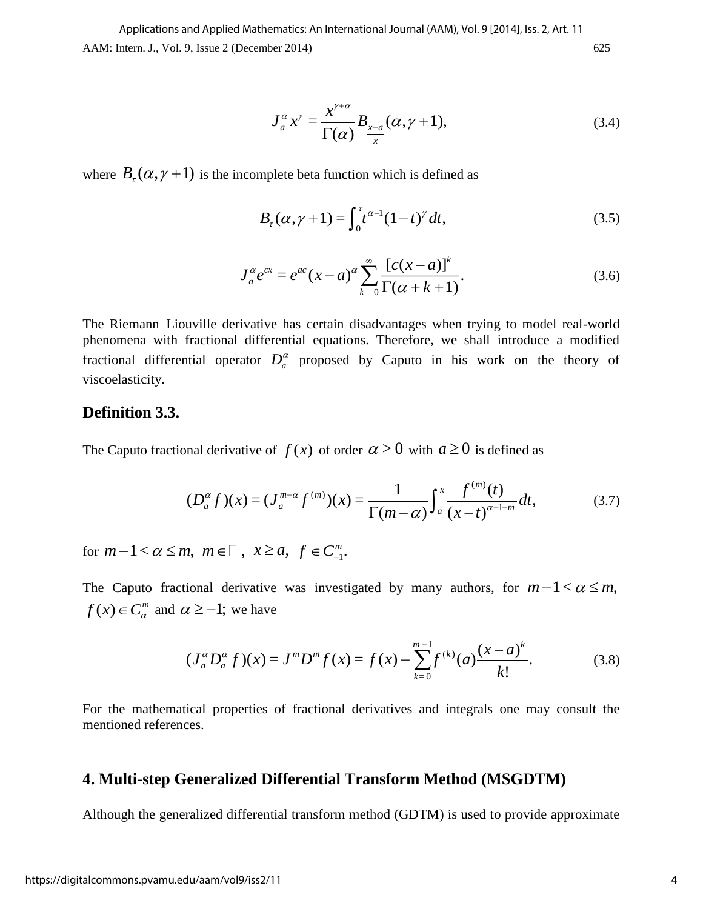$$J_a^\alpha x^\gamma = \frac{x^{\gamma+\alpha}}{\Gamma(\alpha)} B_{\frac{x-a}{x}}(\alpha, \gamma+1), \tag{3.4}$$

where $B_\tau(\alpha, \gamma+1)$ is the incomplete beta function which is defined as

$$B_\tau(\alpha, \gamma+1) = \int_0^\tau t^{\alpha-1}(1-t)^\gamma \, dt, \tag{3.5}$$

$$J_a^\alpha e^{cx} = e^{ac}(x-a)^\alpha \sum_{k=0}^{\infty} \frac{[c(x-a)]^k}{\Gamma(\alpha+k+1)}. \tag{3.6}$$

The Riemann–Liouville derivative has certain disadvantages when trying to model real-world phenomena with fractional differential equations. Therefore, we shall introduce a modified fractional differential operator $D_a^\alpha$ proposed by Caputo in his work on the theory of viscoelasticity.

### Definition 3.3.

The Caputo fractional derivative of $f(x)$ of order $\alpha > 0$ with $a \geq 0$ is defined as

$$(D_a^\alpha f)(x) = (J_a^{m-\alpha} f^{(m)})(x) = \frac{1}{\Gamma(m-\alpha)} \int_a^x \frac{f^{(m)}(t)}{(x-t)^{\alpha+1-m}} \, dt, \tag{3.7}$$

for $m-1 < \alpha \leq m$, $m \in \mathbb{N}$, $x \geq a$, $f \in C_{-1}^m$.

The Caputo fractional derivative was investigated by many authors, for $m-1 < \alpha \leq m$, $f(x) \in C_\alpha^m$ and $\alpha \geq -1$; we have

$$(J_a^\alpha D_a^\alpha f)(x) = J^m D^m f(x) = f(x) - \sum_{k=0}^{m-1} f^{(k)}(a) \frac{(x-a)^k}{k!}. \tag{3.8}$$

For the mathematical properties of fractional derivatives and integrals one may consult the mentioned references.

## 4. Multi-step Generalized Differential Transform Method (MSGDTM)

Although the generalized differential transform method (GDTM) is used to provide approximate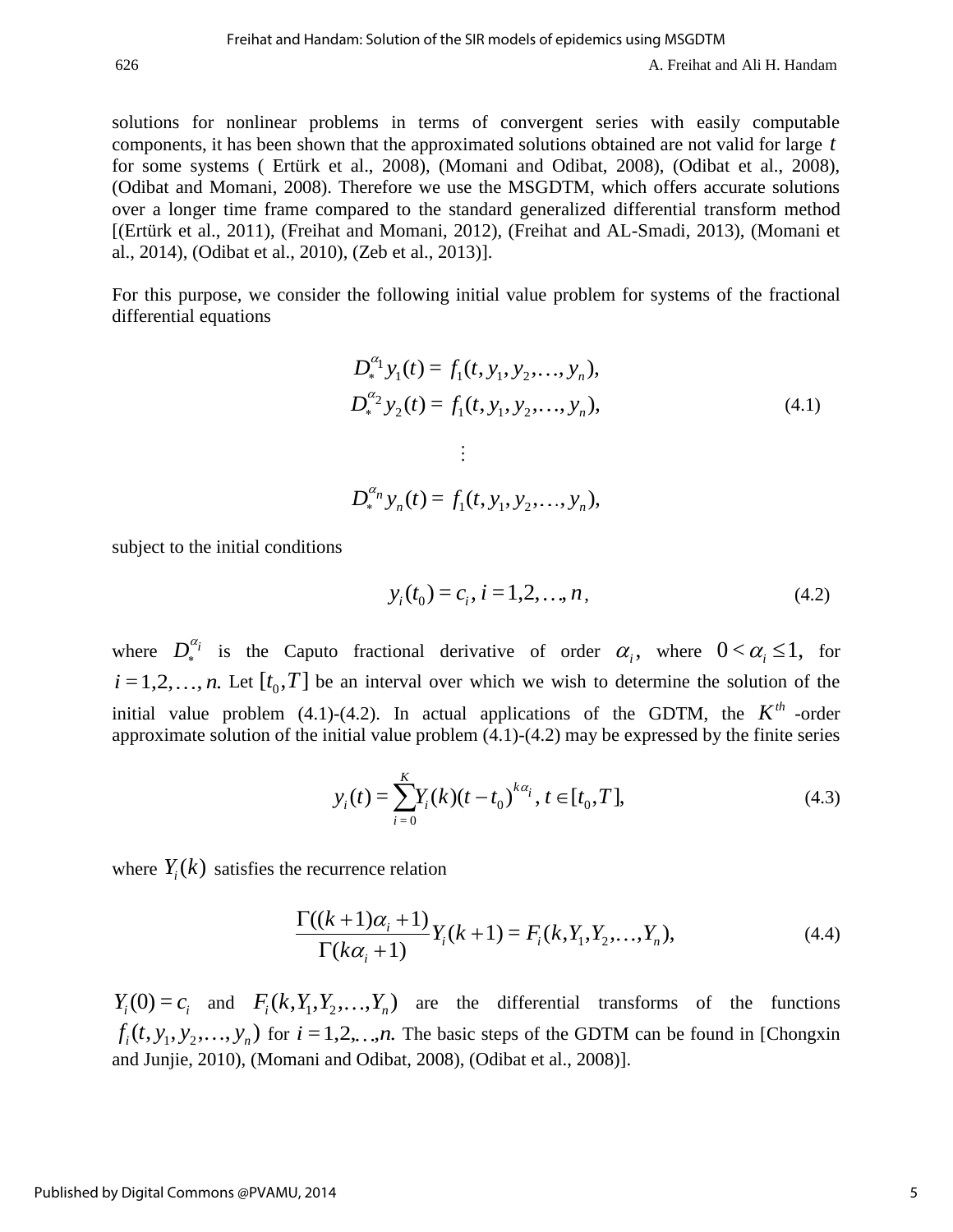solutions for nonlinear problems in terms of convergent series with easily computable components, it has been shown that the approximated solutions obtained are not valid for large $t$ for some systems ( Ertürk et al., 2008), (Momani and Odibat, 2008), (Odibat et al., 2008), (Odibat and Momani, 2008). Therefore we use the MSGDTM, which offers accurate solutions over a longer time frame compared to the standard generalized differential transform method [(Ertürk et al., 2011), (Freihat and Momani, 2012), (Freihat and AL-Smadi, 2013), (Momani et al., 2014), (Odibat et al., 2010), (Zeb et al., 2013)].

For this purpose, we consider the following initial value problem for systems of the fractional differential equations

$$
\begin{aligned}
D_*^{\alpha_1} y_1(t) &= f_1(t, y_1, y_2, \ldots, y_n), \\
D_*^{\alpha_2} y_2(t) &= f_1(t, y_1, y_2, \ldots, y_n), \\
&\vdots \\
D_*^{\alpha_n} y_n(t) &= f_1(t, y_1, y_2, \ldots, y_n),
\end{aligned}
\tag{4.1}
$$

subject to the initial conditions

$$
y_i(t_0) = c_i, \; i = 1, 2, \ldots, n, \tag{4.2}
$$

where $D_*^{\alpha_i}$ is the Caputo fractional derivative of order $\alpha_i$, where $0 < \alpha_i \leq 1,$ for $i = 1, 2, \ldots, n.$ Let $[t_0, T]$ be an interval over which we wish to determine the solution of the initial value problem (4.1)-(4.2). In actual applications of the GDTM, the $K^{th}$ -order approximate solution of the initial value problem (4.1)-(4.2) may be expressed by the finite series

$$
y_i(t) = \sum_{i=0}^{K} Y_i(k)(t - t_0)^{k\alpha_i}, \; t \in [t_0, T], \tag{4.3}
$$

where $Y_i(k)$ satisfies the recurrence relation

$$
\frac{\Gamma((k+1)\alpha_i + 1)}{\Gamma(k\alpha_i + 1)} Y_i(k+1) = F_i(k, Y_1, Y_2, \ldots, Y_n), \tag{4.4}
$$

$Y_i(0) = c_i$ and $F_i(k, Y_1, Y_2, \ldots, Y_n)$ are the differential transforms of the functions $f_i(t, y_1, y_2, \ldots, y_n)$ for $i = 1, 2, \ldots, n.$ The basic steps of the GDTM can be found in [Chongxin and Junjie, 2010), (Momani and Odibat, 2008), (Odibat et al., 2008)].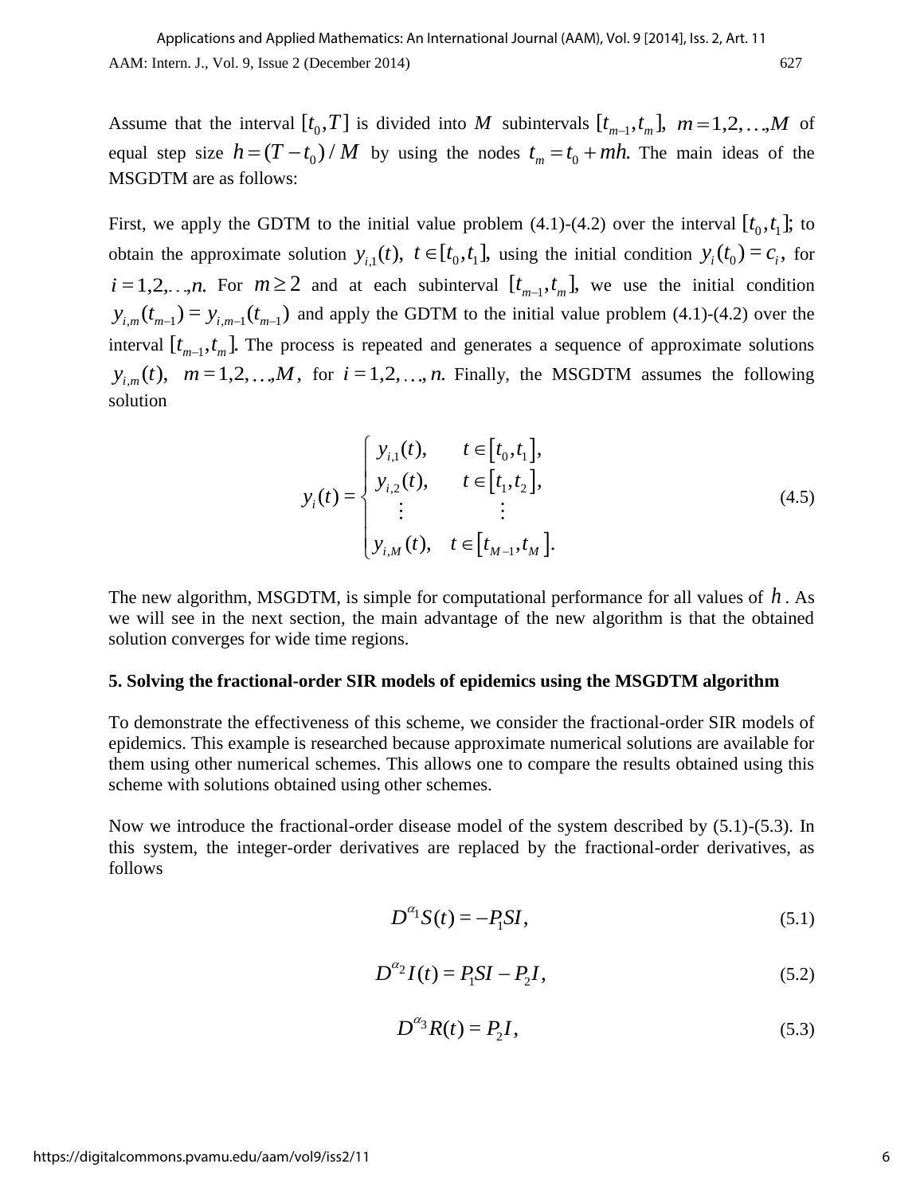Assume that the interval $[t_0, T]$ is divided into $M$ subintervals $[t_{m-1}, t_m]$, $m = 1,2,\ldots,M$ of equal step size $h = (T - t_0)/M$ by using the nodes $t_m = t_0 + mh.$ The main ideas of the MSGDTM are as follows:

First, we apply the GDTM to the initial value problem (4.1)-(4.2) over the interval $[t_0, t_1]$; to obtain the approximate solution $y_{i,1}(t)$, $t \in [t_0, t_1]$, using the initial condition $y_i(t_0) = c_i$, for $i = 1,2,\ldots,n.$ For $m \geq 2$ and at each subinterval $[t_{m-1}, t_m]$, we use the initial condition $y_{i,m}(t_{m-1}) = y_{i,m-1}(t_{m-1})$ and apply the GDTM to the initial value problem (4.1)-(4.2) over the interval $[t_{m-1}, t_m]$. The process is repeated and generates a sequence of approximate solutions $y_{i,m}(t)$, $m = 1,2,\ldots,M$, for $i = 1,2,\ldots,n.$ Finally, the MSGDTM assumes the following solution

$$
y_i(t) = \begin{cases} y_{i,1}(t), & t \in [t_0, t_1], \\ y_{i,2}(t), & t \in [t_1, t_2], \\ \vdots & \vdots \\ y_{i,M}(t), & t \in [t_{M-1}, t_M]. \end{cases} \tag{4.5}
$$

The new algorithm, MSGDTM, is simple for computational performance for all values of $h$. As we will see in the next section, the main advantage of the new algorithm is that the obtained solution converges for wide time regions.

## 5. Solving the fractional-order SIR models of epidemics using the MSGDTM algorithm

To demonstrate the effectiveness of this scheme, we consider the fractional-order SIR models of epidemics. This example is researched because approximate numerical solutions are available for them using other numerical schemes. This allows one to compare the results obtained using this scheme with solutions obtained using other schemes.

Now we introduce the fractional-order disease model of the system described by (5.1)-(5.3). In this system, the integer-order derivatives are replaced by the fractional-order derivatives, as follows

$$
D^{\alpha_1} S(t) = -P_1 SI, \tag{5.1}
$$

$$
D^{\alpha_2} I(t) = P_1 SI - P_2 I, \tag{5.2}
$$

$$
D^{\alpha_3} R(t) = P_2 I, \tag{5.3}
$$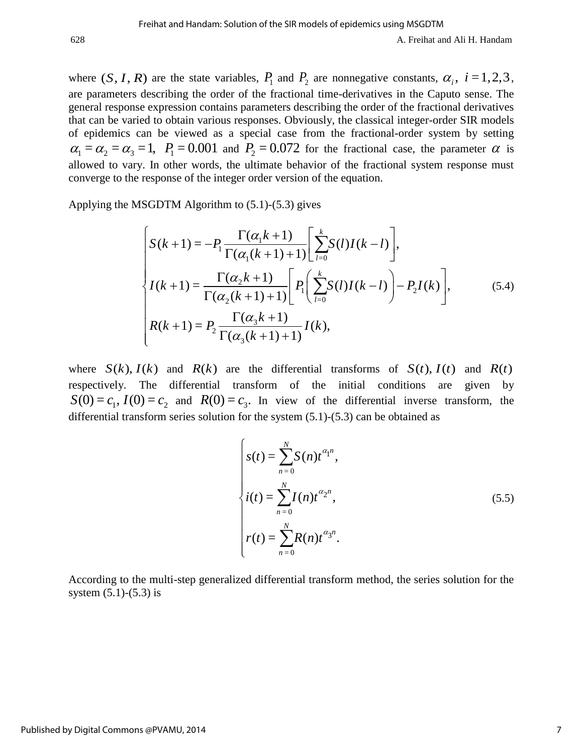where $(S, I, R)$ are the state variables, $P_1$ and $P_2$ are nonnegative constants, $\alpha_i,\ i = 1,2,3$, are parameters describing the order of the fractional time-derivatives in the Caputo sense. The general response expression contains parameters describing the order of the fractional derivatives that can be varied to obtain various responses. Obviously, the classical integer-order SIR models of epidemics can be viewed as a special case from the fractional-order system by setting $\alpha_1 = \alpha_2 = \alpha_3 = 1,\ P_1 = 0.001$ and $P_2 = 0.072$ for the fractional case, the parameter $\alpha$ is allowed to vary. In other words, the ultimate behavior of the fractional system response must converge to the response of the integer order version of the equation.

Applying the MSGDTM Algorithm to (5.1)-(5.3) gives

$$
\begin{cases}
S(k+1) = -P_1 \dfrac{\Gamma(\alpha_1 k + 1)}{\Gamma(\alpha_1 (k+1) + 1)} \left[ \displaystyle\sum_{l=0}^{k} S(l) I(k-l) \right], \\
I(k+1) = \dfrac{\Gamma(\alpha_2 k + 1)}{\Gamma(\alpha_2 (k+1) + 1)} \left[ P_1 \left( \displaystyle\sum_{l=0}^{k} S(l) I(k-l) \right) - P_2 I(k) \right], \\
R(k+1) = P_2 \dfrac{\Gamma(\alpha_3 k + 1)}{\Gamma(\alpha_3 (k+1) + 1)} I(k),
\end{cases}
\tag{5.4}
$$

where $S(k), I(k)$ and $R(k)$ are the differential transforms of $S(t), I(t)$ and $R(t)$ respectively. The differential transform of the initial conditions are given by $S(0) = c_1,\ I(0) = c_2$ and $R(0) = c_3$. In view of the differential inverse transform, the differential transform series solution for the system (5.1)-(5.3) can be obtained as

$$
\begin{cases}
s(t) = \displaystyle\sum_{n=0}^{N} S(n) t^{\alpha_1 n}, \\
i(t) = \displaystyle\sum_{n=0}^{N} I(n) t^{\alpha_2 n}, \\
r(t) = \displaystyle\sum_{n=0}^{N} R(n) t^{\alpha_3 n}.
\end{cases}
\tag{5.5}
$$

According to the multi-step generalized differential transform method, the series solution for the system (5.1)-(5.3) is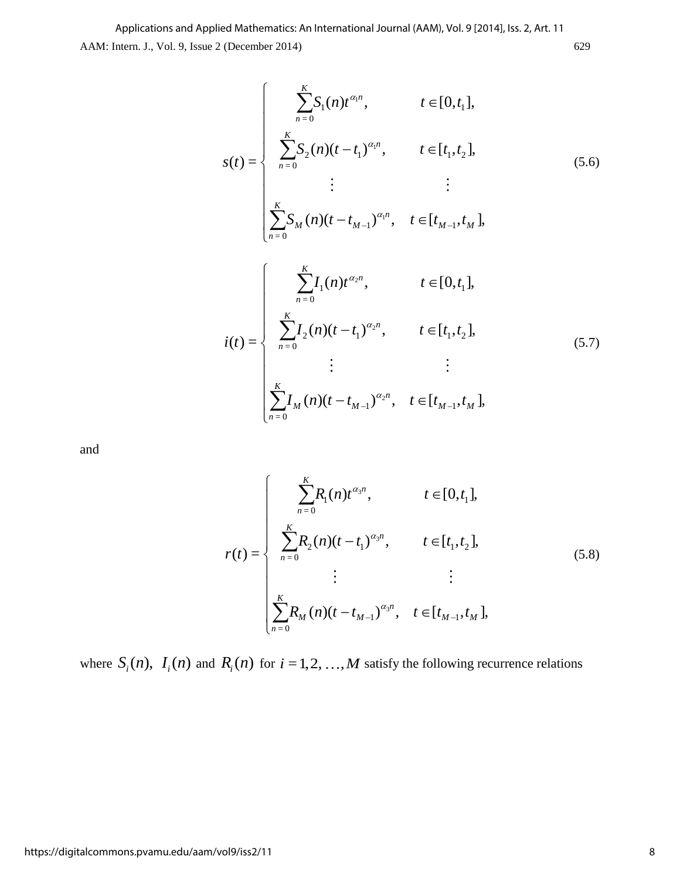$$
s(t) = \begin{cases} \sum_{n=0}^{K} S_1(n) t^{\alpha_1 n}, & t \in [0, t_1], \\ \sum_{n=0}^{K} S_2(n)(t - t_1)^{\alpha_1 n}, & t \in [t_1, t_2], \\ \vdots & \vdots \\ \sum_{n=0}^{K} S_M(n)(t - t_{M-1})^{\alpha_1 n}, & t \in [t_{M-1}, t_M], \end{cases} \tag{5.6}
$$

$$
i(t) = \begin{cases} \sum_{n=0}^{K} I_1(n) t^{\alpha_2 n}, & t \in [0, t_1], \\ \sum_{n=0}^{K} I_2(n)(t - t_1)^{\alpha_2 n}, & t \in [t_1, t_2], \\ \vdots & \vdots \\ \sum_{n=0}^{K} I_M(n)(t - t_{M-1})^{\alpha_2 n}, & t \in [t_{M-1}, t_M], \end{cases} \tag{5.7}
$$

and

$$
r(t) = \begin{cases} \sum_{n=0}^{K} R_1(n) t^{\alpha_3 n}, & t \in [0, t_1], \\ \sum_{n=0}^{K} R_2(n)(t - t_1)^{\alpha_3 n}, & t \in [t_1, t_2], \\ \vdots & \vdots \\ \sum_{n=0}^{K} R_M(n)(t - t_{M-1})^{\alpha_3 n}, & t \in [t_{M-1}, t_M], \end{cases} \tag{5.8}
$$

where $S_i(n)$, $I_i(n)$ and $R_i(n)$ for $i = 1, 2, \ldots, M$ satisfy the following recurrence relations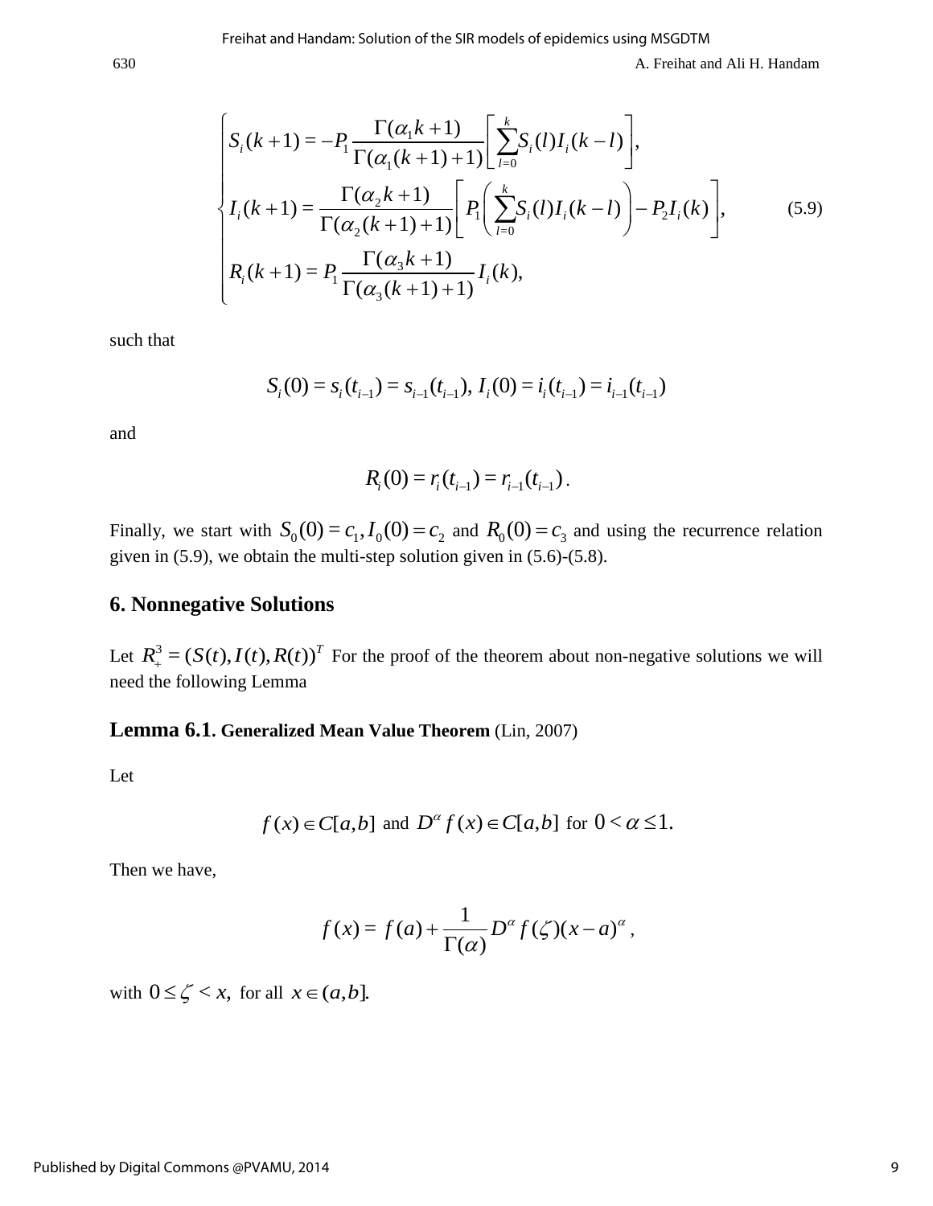$$
\begin{cases}
S_i(k+1) = -P_1 \dfrac{\Gamma(\alpha_1 k+1)}{\Gamma(\alpha_1(k+1)+1)} \left[ \displaystyle\sum_{l=0}^{k} S_i(l) I_i(k-l) \right], \\[2ex]
I_i(k+1) = \dfrac{\Gamma(\alpha_2 k+1)}{\Gamma(\alpha_2(k+1)+1)} \left[ P_1 \left( \displaystyle\sum_{l=0}^{k} S_i(l) I_i(k-l) \right) - P_2 I_i(k) \right], \\[2ex]
R_i(k+1) = P_1 \dfrac{\Gamma(\alpha_3 k+1)}{\Gamma(\alpha_3(k+1)+1)} I_i(k),
\end{cases}
\tag{5.9}
$$

such that

$$
S_i(0) = s_i(t_{i-1}) = s_{i-1}(t_{i-1}),\ I_i(0) = i_i(t_{i-1}) = i_{i-1}(t_{i-1})
$$

and

$$
R_i(0) = r_i(t_{i-1}) = r_{i-1}(t_{i-1}).
$$

Finally, we start with $S_0(0) = c_1, I_0(0) = c_2$ and $R_0(0) = c_3$ and using the recurrence relation given in (5.9), we obtain the multi-step solution given in (5.6)-(5.8).

## 6. Nonnegative Solutions

Let $R_+^3 = (S(t), I(t), R(t))^T$ For the proof of the theorem about non-negative solutions we will need the following Lemma

### Lemma 6.1. Generalized Mean Value Theorem (Lin, 2007)

Let

$$
f(x) \in C[a,b] \text{ and } D^\alpha f(x) \in C[a,b] \text{ for } 0 < \alpha \le 1.
$$

Then we have,

$$
f(x) = f(a) + \frac{1}{\Gamma(\alpha)} D^\alpha f(\zeta)(x-a)^\alpha,
$$

with $0 \le \zeta < x,$ for all $x \in (a,b].$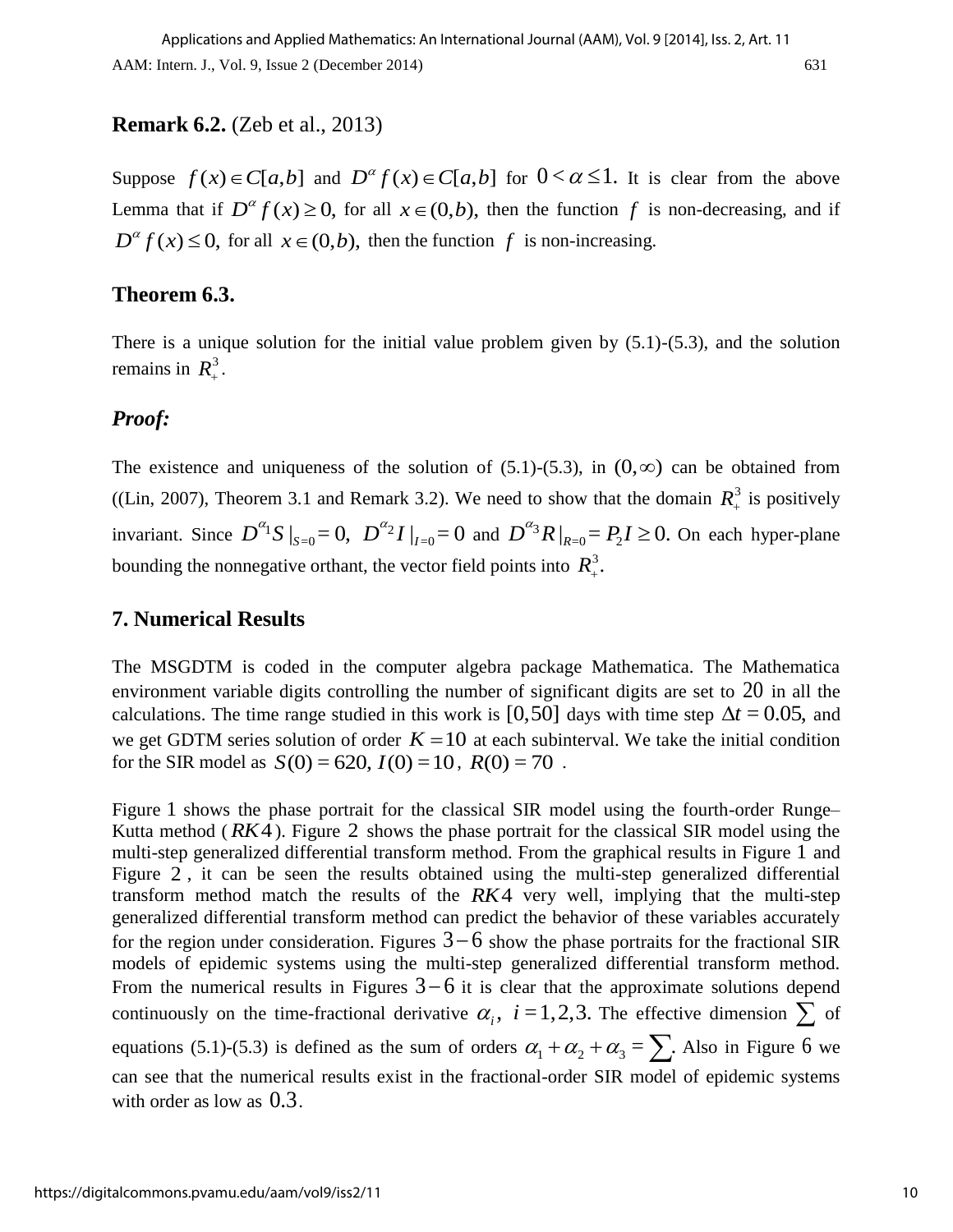**Remark 6.2.** (Zeb et al., 2013)

Suppose $f(x) \in C[a,b]$ and $D^{\alpha} f(x) \in C[a,b]$ for $0 < \alpha \leq 1.$ It is clear from the above Lemma that if $D^{\alpha} f(x) \geq 0,$ for all $x \in (0,b),$ then the function $f$ is non-decreasing, and if $D^{\alpha} f(x) \leq 0,$ for all $x \in (0,b),$ then the function $f$ is non-increasing.

## Theorem 6.3.

There is a unique solution for the initial value problem given by (5.1)-(5.3), and the solution remains in $R_{+}^{3}$.

### *Proof:*

The existence and uniqueness of the solution of (5.1)-(5.3), in $(0,\infty)$ can be obtained from ((Lin, 2007), Theorem 3.1 and Remark 3.2). We need to show that the domain $R_{+}^{3}$ is positively invariant. Since $D^{\alpha_1} S|_{S=0} = 0,$ $D^{\alpha_2} I|_{I=0} = 0$ and $D^{\alpha_3} R|_{R=0} = P_2 I \geq 0.$ On each hyper-plane bounding the nonnegative orthant, the vector field points into $R_{+}^{3}$.

## 7. Numerical Results

The MSGDTM is coded in the computer algebra package Mathematica. The Mathematica environment variable digits controlling the number of significant digits are set to 20 in all the calculations. The time range studied in this work is $[0,50]$ days with time step $\Delta t = 0.05,$ and we get GDTM series solution of order $K = 10$ at each subinterval. We take the initial condition for the SIR model as $S(0) = 620,$ $I(0) = 10,$ $R(0) = 70$ .

Figure 1 shows the phase portrait for the classical SIR model using the fourth-order Runge–Kutta method ($RK4$). Figure 2 shows the phase portrait for the classical SIR model using the multi-step generalized differential transform method. From the graphical results in Figure 1 and Figure 2 , it can be seen the results obtained using the multi-step generalized differential transform method match the results of the $RK4$ very well, implying that the multi-step generalized differential transform method can predict the behavior of these variables accurately for the region under consideration. Figures $3-6$ show the phase portraits for the fractional SIR models of epidemic systems using the multi-step generalized differential transform method. From the numerical results in Figures $3-6$ it is clear that the approximate solutions depend continuously on the time-fractional derivative $\alpha_i,$ $i = 1,2,3.$ The effective dimension $\sum$ of equations (5.1)-(5.3) is defined as the sum of orders $\alpha_1 + \alpha_2 + \alpha_3 = \sum.$ Also in Figure 6 we can see that the numerical results exist in the fractional-order SIR model of epidemic systems with order as low as $0.3$.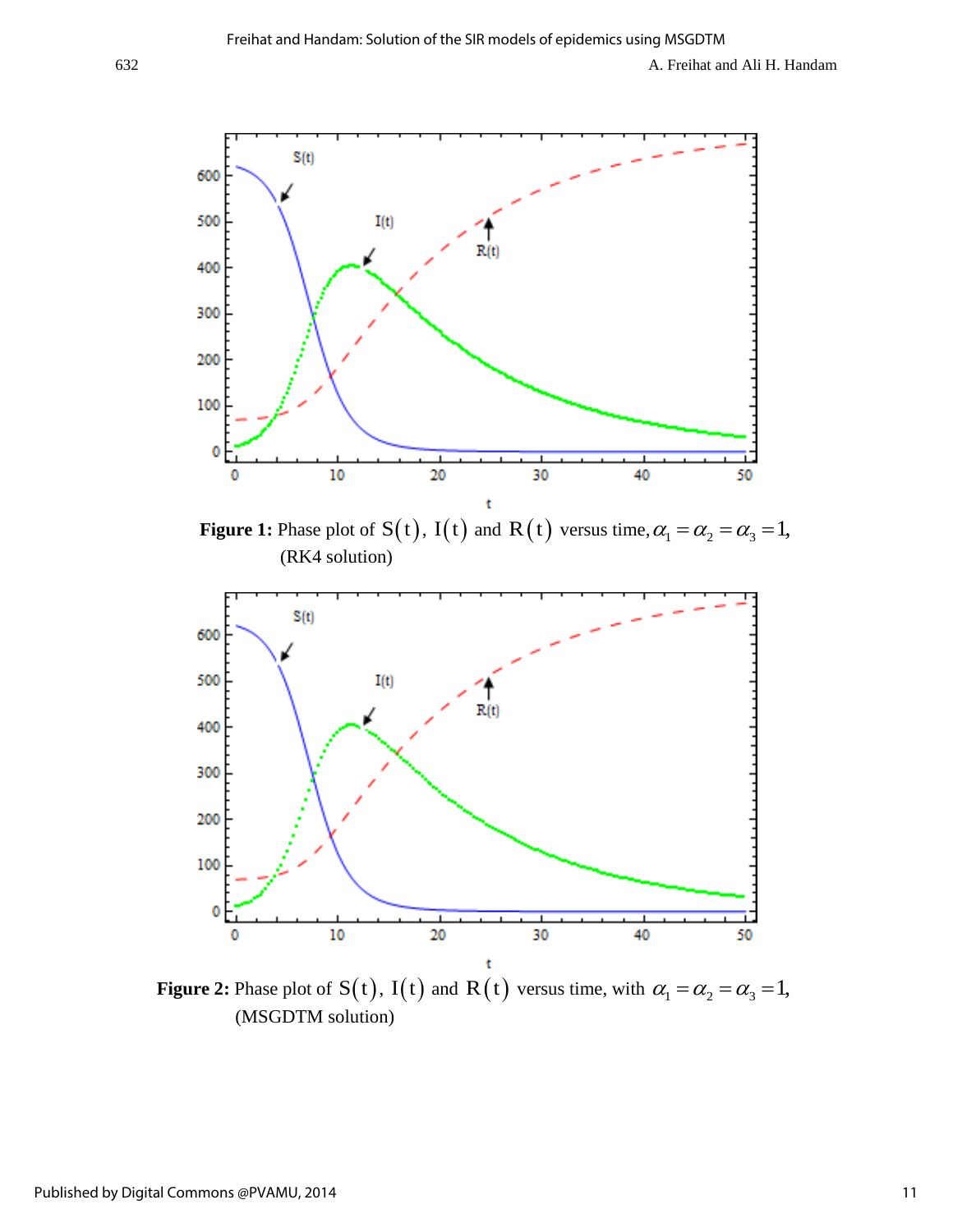**Figure 1:** Phase plot of $S(t)$, $I(t)$ and $R(t)$ versus time, $\alpha_1 = \alpha_2 = \alpha_3 = 1$, (RK4 solution)

**Figure 2:** Phase plot of $S(t)$, $I(t)$ and $R(t)$ versus time, with $\alpha_1 = \alpha_2 = \alpha_3 = 1$, (MSGDTM solution)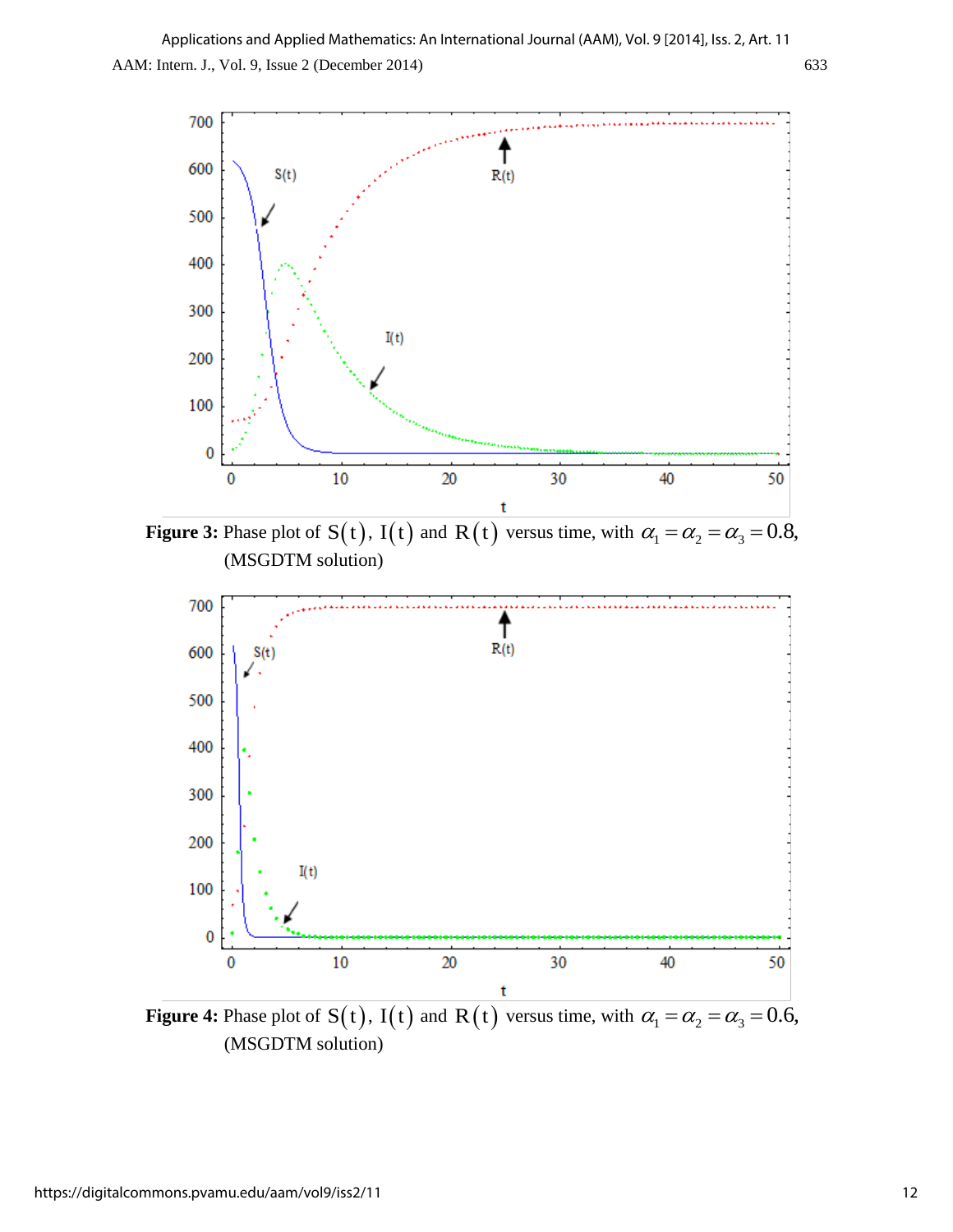**Figure 3:** Phase plot of $\text{S}(\text{t})$, $\text{I}(\text{t})$ and $\text{R}(\text{t})$ versus time, with $\alpha_1 = \alpha_2 = \alpha_3 = 0.8$, (MSGDTM solution)

**Figure 4:** Phase plot of $\text{S}(\text{t})$, $\text{I}(\text{t})$ and $\text{R}(\text{t})$ versus time, with $\alpha_1 = \alpha_2 = \alpha_3 = 0.6$, (MSGDTM solution)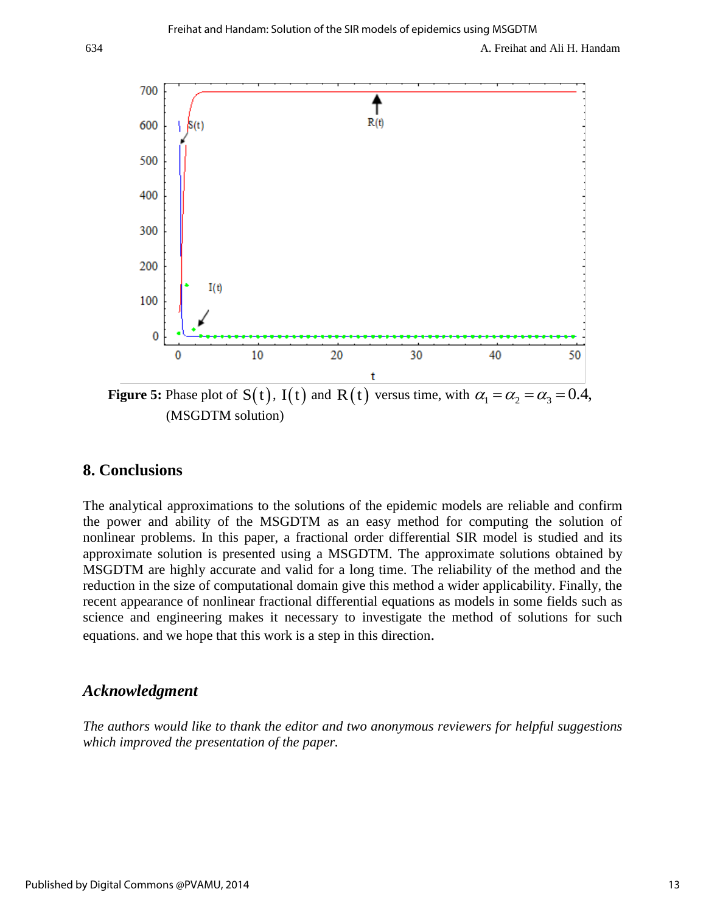**Figure 5:** Phase plot of $S(t)$, $I(t)$ and $R(t)$ versus time, with $\alpha_1 = \alpha_2 = \alpha_3 = 0.4$, (MSGDTM solution)

## 8. Conclusions

The analytical approximations to the solutions of the epidemic models are reliable and confirm the power and ability of the MSGDTM as an easy method for computing the solution of nonlinear problems. In this paper, a fractional order differential SIR model is studied and its approximate solution is presented using a MSGDTM. The approximate solutions obtained by MSGDTM are highly accurate and valid for a long time. The reliability of the method and the reduction in the size of computational domain give this method a wider applicability. Finally, the recent appearance of nonlinear fractional differential equations as models in some fields such as science and engineering makes it necessary to investigate the method of solutions for such equations. and we hope that this work is a step in this direction.

## *Acknowledgment*

*The authors would like to thank the editor and two anonymous reviewers for helpful suggestions which improved the presentation of the paper.*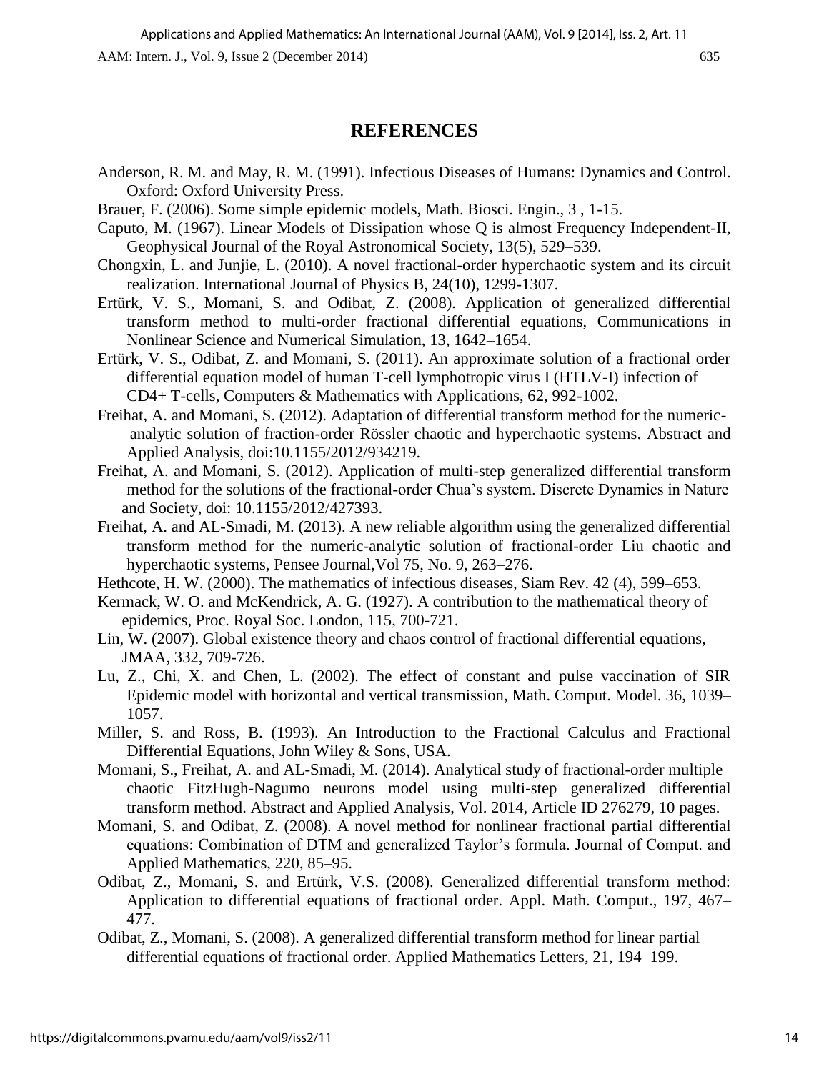## REFERENCES

Anderson, R. M. and May, R. M. (1991). Infectious Diseases of Humans: Dynamics and Control. Oxford: Oxford University Press.

Brauer, F. (2006). Some simple epidemic models, Math. Biosci. Engin., 3 , 1-15.

Caputo, M. (1967). Linear Models of Dissipation whose Q is almost Frequency Independent-II, Geophysical Journal of the Royal Astronomical Society, 13(5), 529–539.

Chongxin, L. and Junjie, L. (2010). A novel fractional-order hyperchaotic system and its circuit realization. International Journal of Physics B, 24(10), 1299-1307.

Ertürk, V. S., Momani, S. and Odibat, Z. (2008). Application of generalized differential transform method to multi-order fractional differential equations, Communications in Nonlinear Science and Numerical Simulation, 13, 1642–1654.

Ertürk, V. S., Odibat, Z. and Momani, S. (2011). An approximate solution of a fractional order differential equation model of human T-cell lymphotropic virus I (HTLV-I) infection of CD4+ T-cells, Computers & Mathematics with Applications, 62, 992-1002.

Freihat, A. and Momani, S. (2012). Adaptation of differential transform method for the numeric-analytic solution of fraction-order Rössler chaotic and hyperchaotic systems. Abstract and Applied Analysis, doi:10.1155/2012/934219.

Freihat, A. and Momani, S. (2012). Application of multi-step generalized differential transform method for the solutions of the fractional-order Chua's system. Discrete Dynamics in Nature and Society, doi: 10.1155/2012/427393.

Freihat, A. and AL-Smadi, M. (2013). A new reliable algorithm using the generalized differential transform method for the numeric-analytic solution of fractional-order Liu chaotic and hyperchaotic systems, Pensee Journal,Vol 75, No. 9, 263–276.

Hethcote, H. W. (2000). The mathematics of infectious diseases, Siam Rev. 42 (4), 599–653.

Kermack, W. O. and McKendrick, A. G. (1927). A contribution to the mathematical theory of epidemics, Proc. Royal Soc. London, 115, 700-721.

Lin, W. (2007). Global existence theory and chaos control of fractional differential equations, JMAA, 332, 709-726.

Lu, Z., Chi, X. and Chen, L. (2002). The effect of constant and pulse vaccination of SIR Epidemic model with horizontal and vertical transmission, Math. Comput. Model. 36, 1039–1057.

Miller, S. and Ross, B. (1993). An Introduction to the Fractional Calculus and Fractional Differential Equations, John Wiley & Sons, USA.

Momani, S., Freihat, A. and AL-Smadi, M. (2014). Analytical study of fractional-order multiple chaotic FitzHugh-Nagumo neurons model using multi-step generalized differential transform method. Abstract and Applied Analysis, Vol. 2014, Article ID 276279, 10 pages.

Momani, S. and Odibat, Z. (2008). A novel method for nonlinear fractional partial differential equations: Combination of DTM and generalized Taylor's formula. Journal of Comput. and Applied Mathematics, 220, 85–95.

Odibat, Z., Momani, S. and Ertürk, V.S. (2008). Generalized differential transform method: Application to differential equations of fractional order. Appl. Math. Comput., 197, 467–477.

Odibat, Z., Momani, S. (2008). A generalized differential transform method for linear partial differential equations of fractional order. Applied Mathematics Letters, 21, 194–199.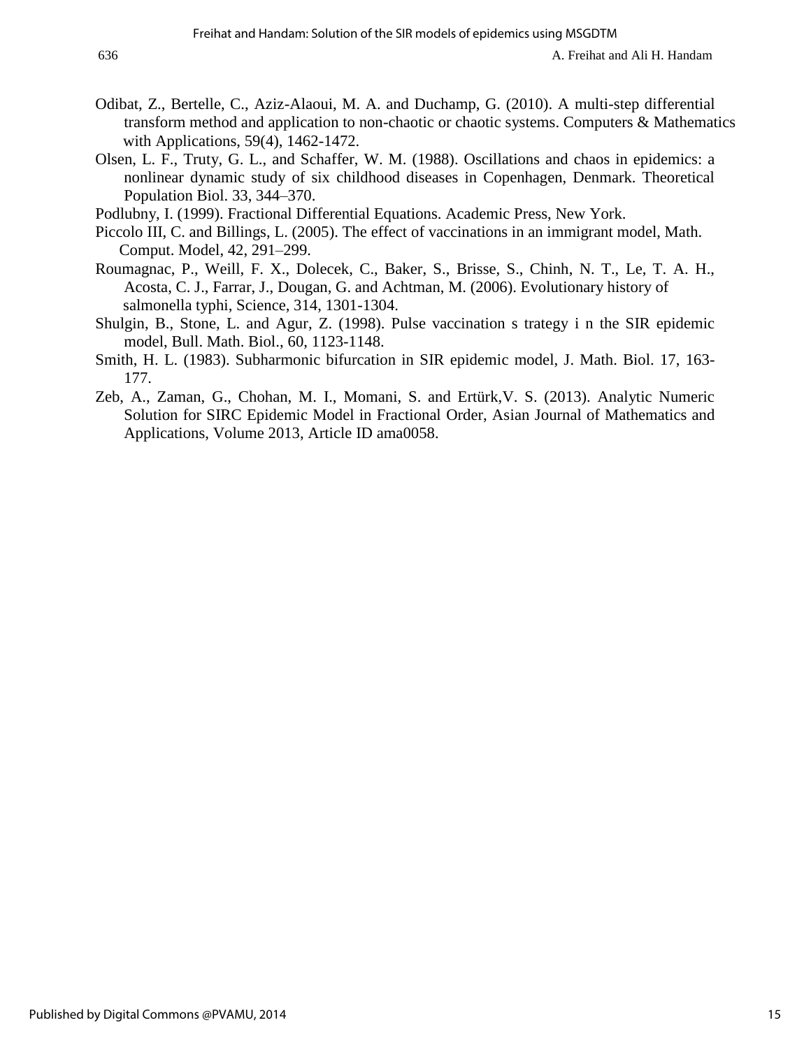Odibat, Z., Bertelle, C., Aziz-Alaoui, M. A. and Duchamp, G. (2010). A multi-step differential transform method and application to non-chaotic or chaotic systems. Computers & Mathematics with Applications, 59(4), 1462-1472.

Olsen, L. F., Truty, G. L., and Schaffer, W. M. (1988). Oscillations and chaos in epidemics: a nonlinear dynamic study of six childhood diseases in Copenhagen, Denmark. Theoretical Population Biol. 33, 344–370.

Podlubny, I. (1999). Fractional Differential Equations. Academic Press, New York.

Piccolo III, C. and Billings, L. (2005). The effect of vaccinations in an immigrant model, Math. Comput. Model, 42, 291–299.

Roumagnac, P., Weill, F. X., Dolecek, C., Baker, S., Brisse, S., Chinh, N. T., Le, T. A. H., Acosta, C. J., Farrar, J., Dougan, G. and Achtman, M. (2006). Evolutionary history of salmonella typhi, Science, 314, 1301-1304.

Shulgin, B., Stone, L. and Agur, Z. (1998). Pulse vaccination s trategy i n the SIR epidemic model, Bull. Math. Biol., 60, 1123-1148.

Smith, H. L. (1983). Subharmonic bifurcation in SIR epidemic model, J. Math. Biol. 17, 163-177.

Zeb, A., Zaman, G., Chohan, M. I., Momani, S. and Ertürk,V. S. (2013). Analytic Numeric Solution for SIRC Epidemic Model in Fractional Order, Asian Journal of Mathematics and Applications, Volume 2013, Article ID ama0058.